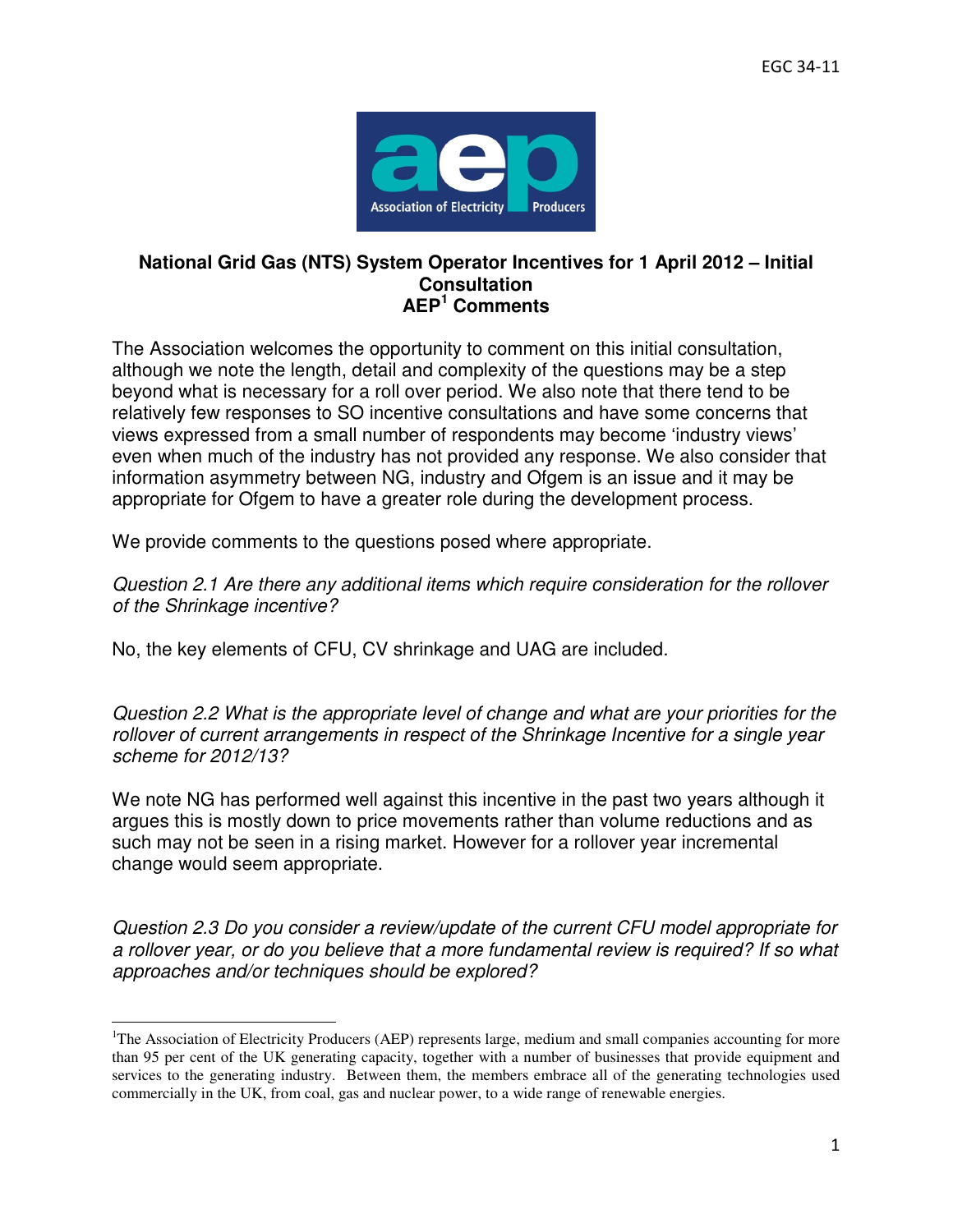EGC 34-11

**National Grid Gas (NTS) System Operator Incentives for 1 April 2012 – Initial Consultation**
**AEP[1] Comments**

The Association welcomes the opportunity to comment on this initial consultation, although we note the length, detail and complexity of the questions may be a step beyond what is necessary for a roll over period. We also note that there tend to be relatively few responses to SO incentive consultations and have some concerns that views expressed from a small number of respondents may become 'industry views' even when much of the industry has not provided any response. We also consider that information asymmetry between NG, industry and Ofgem is an issue and it may be appropriate for Ofgem to have a greater role during the development process.

We provide comments to the questions posed where appropriate.

*Question 2.1 Are there any additional items which require consideration for the rollover of the Shrinkage incentive?*

No, the key elements of CFU, CV shrinkage and UAG are included.

*Question 2.2 What is the appropriate level of change and what are your priorities for the rollover of current arrangements in respect of the Shrinkage Incentive for a single year scheme for 2012/13?*

We note NG has performed well against this incentive in the past two years although it argues this is mostly down to price movements rather than volume reductions and as such may not be seen in a rising market. However for a rollover year incremental change would seem appropriate.

*Question 2.3 Do you consider a review/update of the current CFU model appropriate for a rollover year, or do you believe that a more fundamental review is required? If so what approaches and/or techniques should be explored?*

---

[1] The Association of Electricity Producers (AEP) represents large, medium and small companies accounting for more than 95 per cent of the UK generating capacity, together with a number of businesses that provide equipment and services to the generating industry. Between them, the members embrace all of the generating technologies used commercially in the UK, from coal, gas and nuclear power, to a wide range of renewable energies.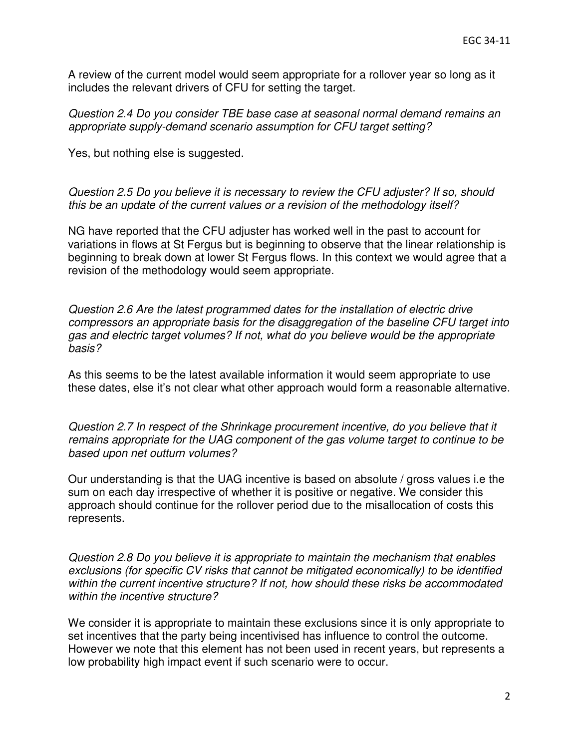A review of the current model would seem appropriate for a rollover year so long as it includes the relevant drivers of CFU for setting the target.

*Question 2.4 Do you consider TBE base case at seasonal normal demand remains an appropriate supply-demand scenario assumption for CFU target setting?*

Yes, but nothing else is suggested.

*Question 2.5 Do you believe it is necessary to review the CFU adjuster? If so, should this be an update of the current values or a revision of the methodology itself?*

NG have reported that the CFU adjuster has worked well in the past to account for variations in flows at St Fergus but is beginning to observe that the linear relationship is beginning to break down at lower St Fergus flows. In this context we would agree that a revision of the methodology would seem appropriate.

*Question 2.6 Are the latest programmed dates for the installation of electric drive compressors an appropriate basis for the disaggregation of the baseline CFU target into gas and electric target volumes? If not, what do you believe would be the appropriate basis?*

As this seems to be the latest available information it would seem appropriate to use these dates, else it's not clear what other approach would form a reasonable alternative.

*Question 2.7 In respect of the Shrinkage procurement incentive, do you believe that it remains appropriate for the UAG component of the gas volume target to continue to be based upon net outturn volumes?*

Our understanding is that the UAG incentive is based on absolute / gross values i.e the sum on each day irrespective of whether it is positive or negative. We consider this approach should continue for the rollover period due to the misallocation of costs this represents.

*Question 2.8 Do you believe it is appropriate to maintain the mechanism that enables exclusions (for specific CV risks that cannot be mitigated economically) to be identified within the current incentive structure? If not, how should these risks be accommodated within the incentive structure?*

We consider it is appropriate to maintain these exclusions since it is only appropriate to set incentives that the party being incentivised has influence to control the outcome. However we note that this element has not been used in recent years, but represents a low probability high impact event if such scenario were to occur.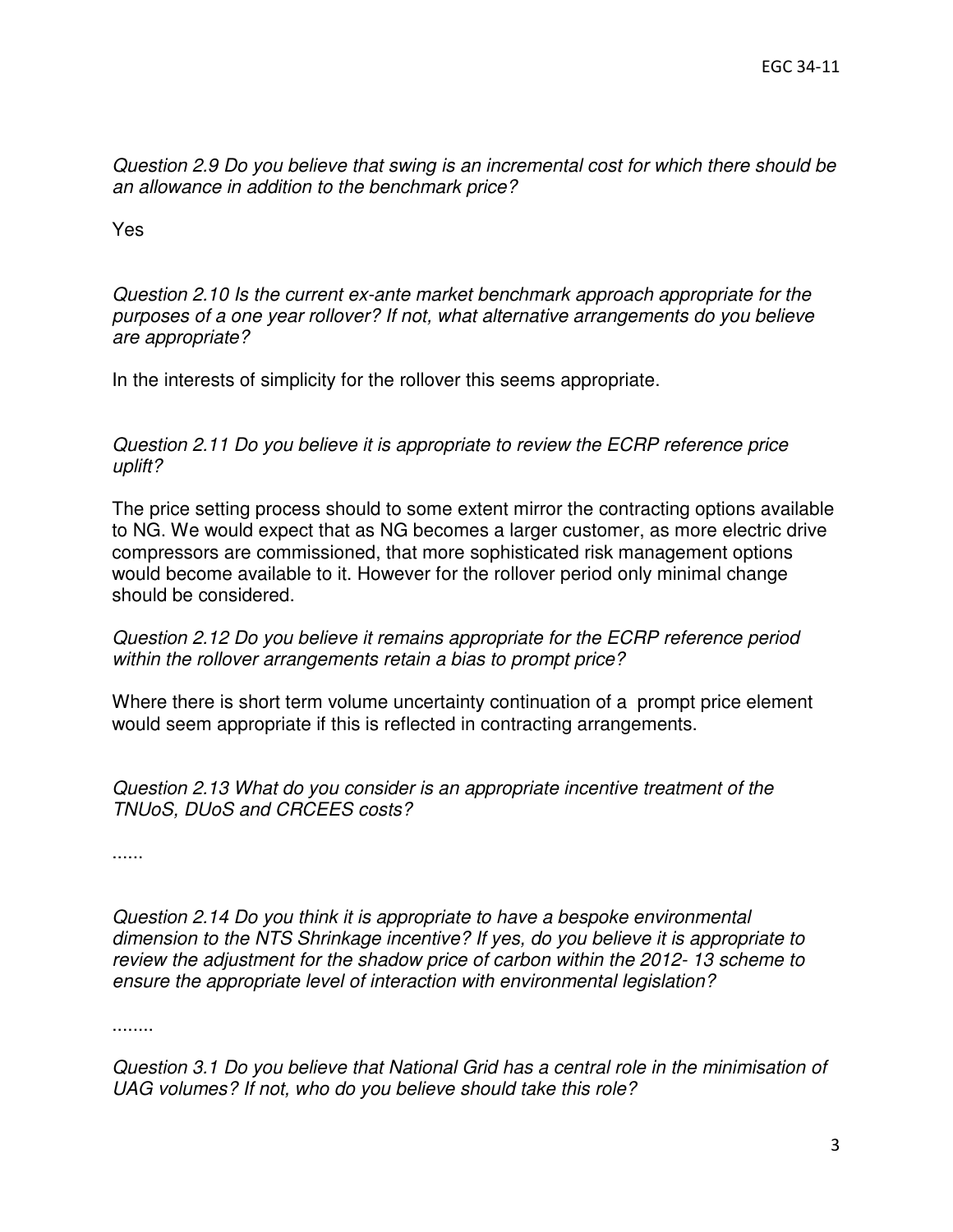*Question 2.9 Do you believe that swing is an incremental cost for which there should be an allowance in addition to the benchmark price?*

Yes

*Question 2.10 Is the current ex-ante market benchmark approach appropriate for the purposes of a one year rollover? If not, what alternative arrangements do you believe are appropriate?*

In the interests of simplicity for the rollover this seems appropriate.

*Question 2.11 Do you believe it is appropriate to review the ECRP reference price uplift?*

The price setting process should to some extent mirror the contracting options available to NG. We would expect that as NG becomes a larger customer, as more electric drive compressors are commissioned, that more sophisticated risk management options would become available to it. However for the rollover period only minimal change should be considered.

*Question 2.12 Do you believe it remains appropriate for the ECRP reference period within the rollover arrangements retain a bias to prompt price?*

Where there is short term volume uncertainty continuation of a prompt price element would seem appropriate if this is reflected in contracting arrangements.

*Question 2.13 What do you consider is an appropriate incentive treatment of the TNUoS, DUoS and CRCEES costs?*

......

*Question 2.14 Do you think it is appropriate to have a bespoke environmental dimension to the NTS Shrinkage incentive? If yes, do you believe it is appropriate to review the adjustment for the shadow price of carbon within the 2012- 13 scheme to ensure the appropriate level of interaction with environmental legislation?*

........

*Question 3.1 Do you believe that National Grid has a central role in the minimisation of UAG volumes? If not, who do you believe should take this role?*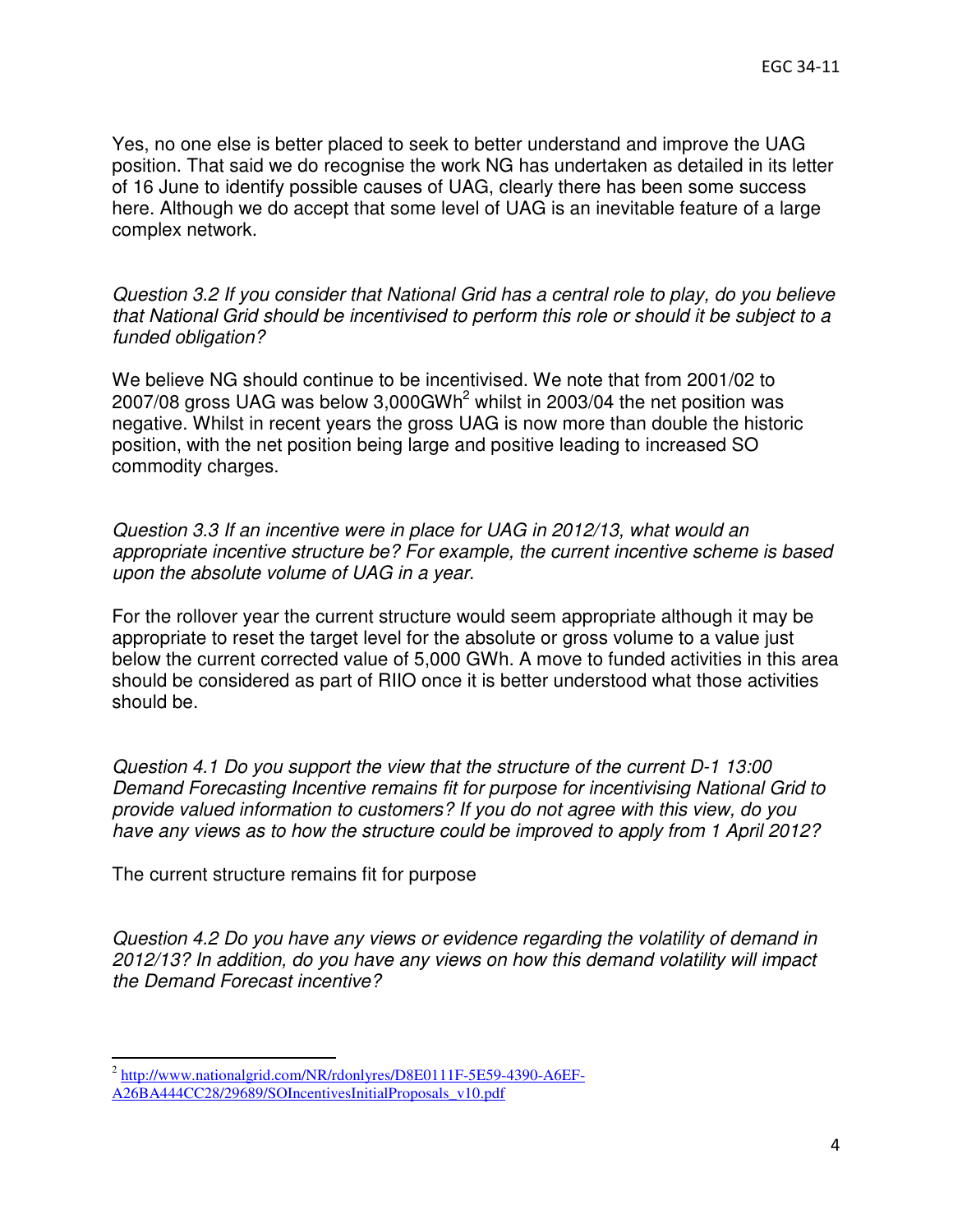Yes, no one else is better placed to seek to better understand and improve the UAG position. That said we do recognise the work NG has undertaken as detailed in its letter of 16 June to identify possible causes of UAG, clearly there has been some success here. Although we do accept that some level of UAG is an inevitable feature of a large complex network.

*Question 3.2 If you consider that National Grid has a central role to play, do you believe that National Grid should be incentivised to perform this role or should it be subject to a funded obligation?*

We believe NG should continue to be incentivised. We note that from 2001/02 to 2007/08 gross UAG was below 3,000GWh[2] whilst in 2003/04 the net position was negative. Whilst in recent years the gross UAG is now more than double the historic position, with the net position being large and positive leading to increased SO commodity charges.

*Question 3.3 If an incentive were in place for UAG in 2012/13, what would an appropriate incentive structure be? For example, the current incentive scheme is based upon the absolute volume of UAG in a year.*

For the rollover year the current structure would seem appropriate although it may be appropriate to reset the target level for the absolute or gross volume to a value just below the current corrected value of 5,000 GWh. A move to funded activities in this area should be considered as part of RIIO once it is better understood what those activities should be.

*Question 4.1 Do you support the view that the structure of the current D-1 13:00 Demand Forecasting Incentive remains fit for purpose for incentivising National Grid to provide valued information to customers? If you do not agree with this view, do you have any views as to how the structure could be improved to apply from 1 April 2012?*

The current structure remains fit for purpose

*Question 4.2 Do you have any views or evidence regarding the volatility of demand in 2012/13? In addition, do you have any views on how this demand volatility will impact the Demand Forecast incentive?*

---

[2] http://www.nationalgrid.com/NR/rdonlyres/D8E0111F-5E59-4390-A6EF-A26BA444CC28/29689/SOIncentivesInitialProposals_v10.pdf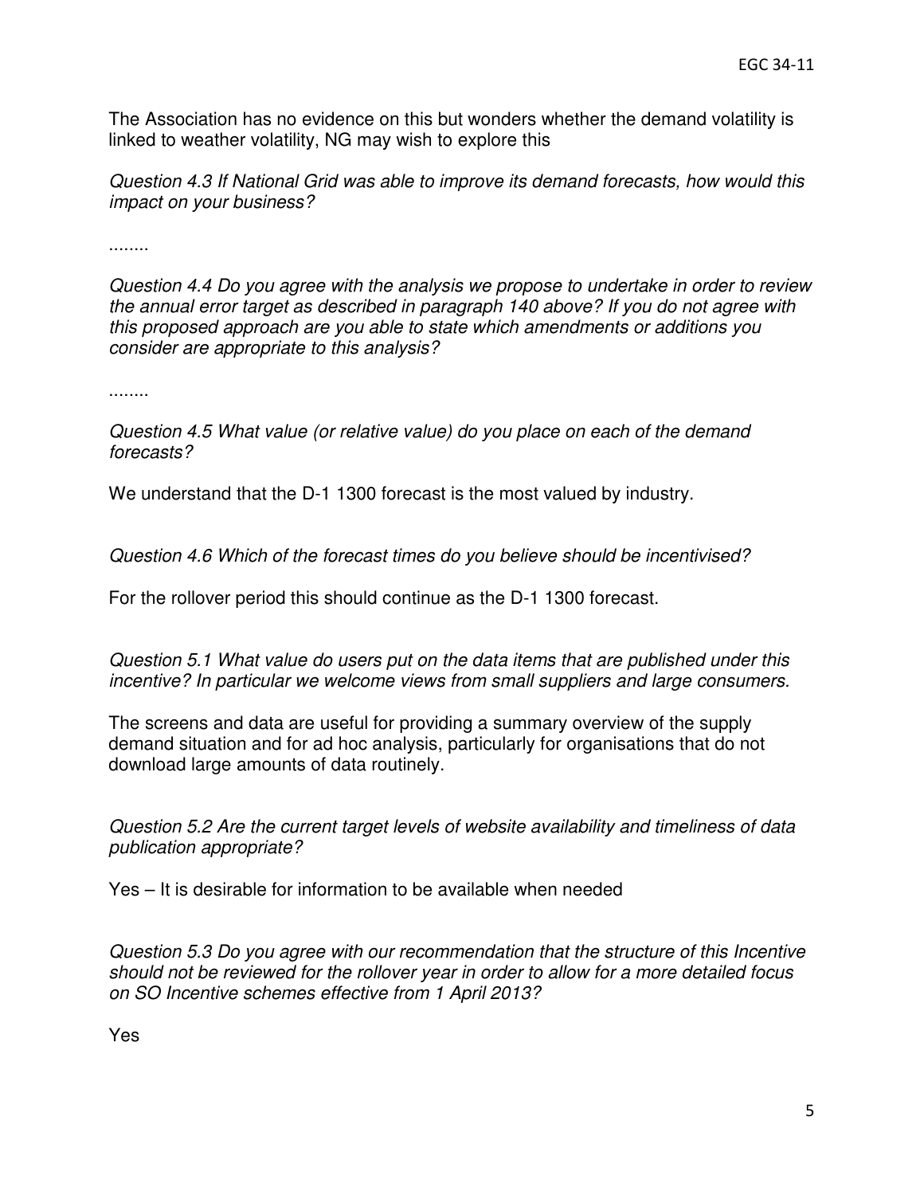The Association has no evidence on this but wonders whether the demand volatility is linked to weather volatility, NG may wish to explore this

*Question 4.3 If National Grid was able to improve its demand forecasts, how would this impact on your business?*

........

*Question 4.4 Do you agree with the analysis we propose to undertake in order to review the annual error target as described in paragraph 140 above? If you do not agree with this proposed approach are you able to state which amendments or additions you consider are appropriate to this analysis?*

........

*Question 4.5 What value (or relative value) do you place on each of the demand forecasts?*

We understand that the D-1 1300 forecast is the most valued by industry.

*Question 4.6 Which of the forecast times do you believe should be incentivised?*

For the rollover period this should continue as the D-1 1300 forecast.

*Question 5.1 What value do users put on the data items that are published under this incentive? In particular we welcome views from small suppliers and large consumers.*

The screens and data are useful for providing a summary overview of the supply demand situation and for ad hoc analysis, particularly for organisations that do not download large amounts of data routinely.

*Question 5.2 Are the current target levels of website availability and timeliness of data publication appropriate?*

Yes – It is desirable for information to be available when needed

*Question 5.3 Do you agree with our recommendation that the structure of this Incentive should not be reviewed for the rollover year in order to allow for a more detailed focus on SO Incentive schemes effective from 1 April 2013?*

Yes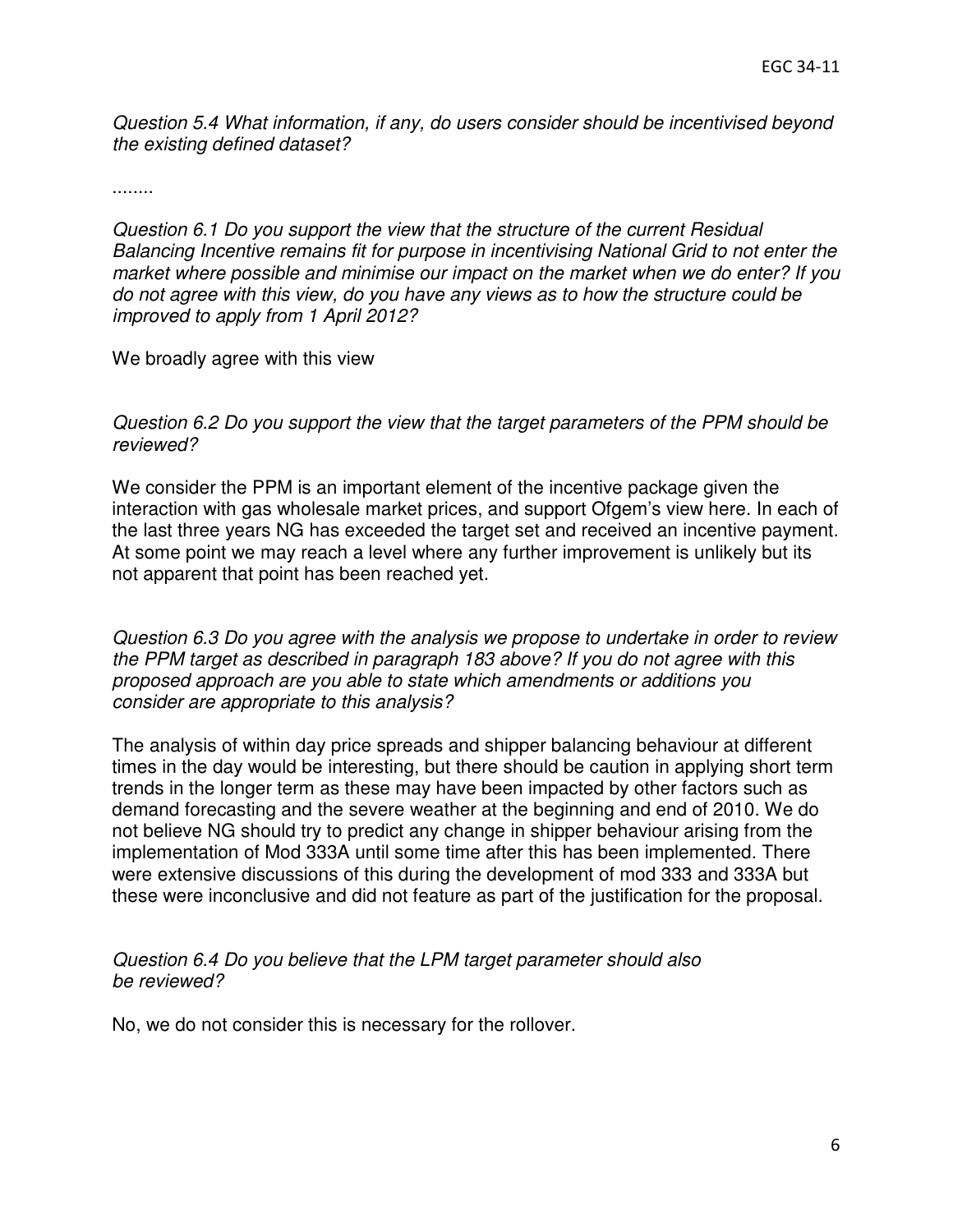*Question 5.4 What information, if any, do users consider should be incentivised beyond the existing defined dataset?*

........

*Question 6.1 Do you support the view that the structure of the current Residual Balancing Incentive remains fit for purpose in incentivising National Grid to not enter the market where possible and minimise our impact on the market when we do enter? If you do not agree with this view, do you have any views as to how the structure could be improved to apply from 1 April 2012?*

We broadly agree with this view

*Question 6.2 Do you support the view that the target parameters of the PPM should be reviewed?*

We consider the PPM is an important element of the incentive package given the interaction with gas wholesale market prices, and support Ofgem's view here. In each of the last three years NG has exceeded the target set and received an incentive payment. At some point we may reach a level where any further improvement is unlikely but its not apparent that point has been reached yet.

*Question 6.3 Do you agree with the analysis we propose to undertake in order to review the PPM target as described in paragraph 183 above? If you do not agree with this proposed approach are you able to state which amendments or additions you consider are appropriate to this analysis?*

The analysis of within day price spreads and shipper balancing behaviour at different times in the day would be interesting, but there should be caution in applying short term trends in the longer term as these may have been impacted by other factors such as demand forecasting and the severe weather at the beginning and end of 2010. We do not believe NG should try to predict any change in shipper behaviour arising from the implementation of Mod 333A until some time after this has been implemented. There were extensive discussions of this during the development of mod 333 and 333A but these were inconclusive and did not feature as part of the justification for the proposal.

*Question 6.4 Do you believe that the LPM target parameter should also be reviewed?*

No, we do not consider this is necessary for the rollover.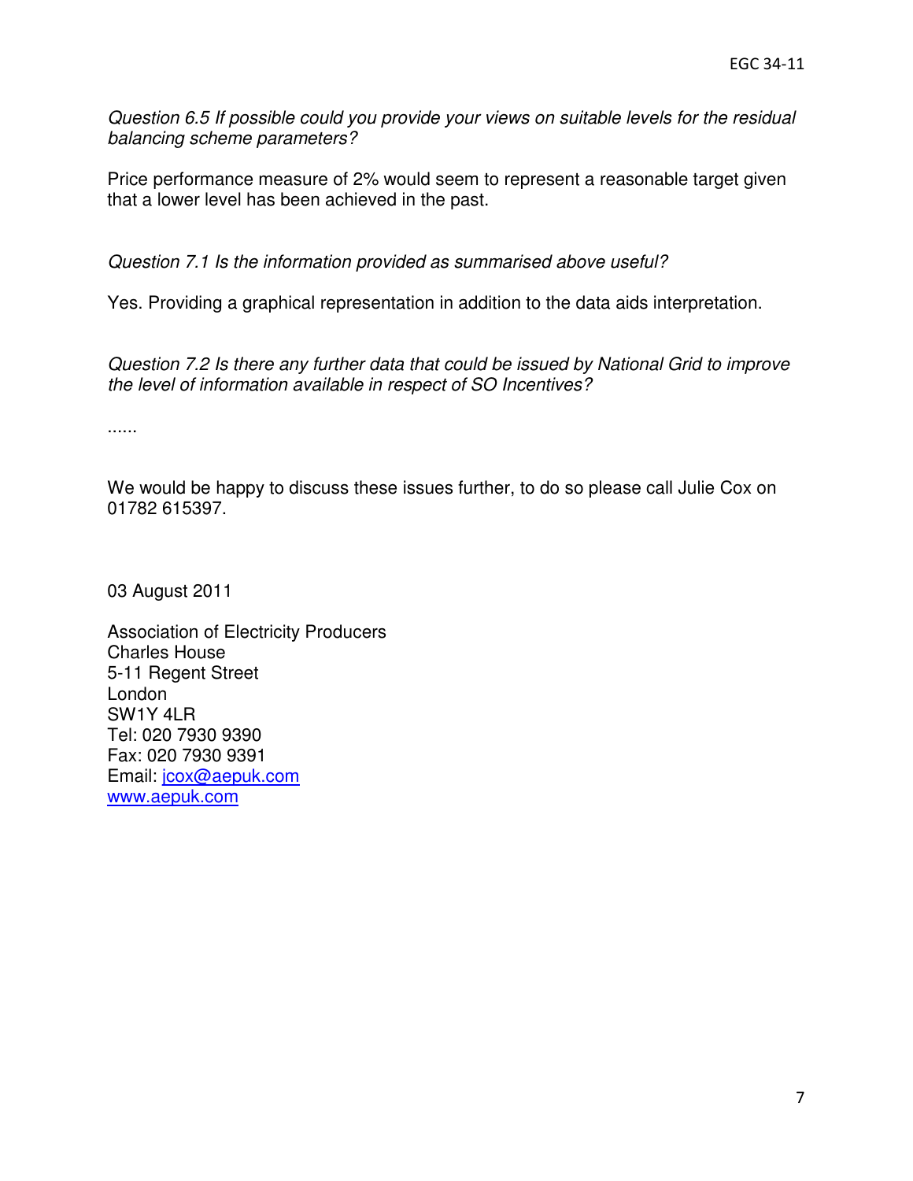*Question 6.5 If possible could you provide your views on suitable levels for the residual balancing scheme parameters?*

Price performance measure of 2% would seem to represent a reasonable target given that a lower level has been achieved in the past.

*Question 7.1 Is the information provided as summarised above useful?*

Yes. Providing a graphical representation in addition to the data aids interpretation.

*Question 7.2 Is there any further data that could be issued by National Grid to improve the level of information available in respect of SO Incentives?*

......

We would be happy to discuss these issues further, to do so please call Julie Cox on 01782 615397.

03 August 2011

Association of Electricity Producers
Charles House
5-11 Regent Street
London
SW1Y 4LR
Tel: 020 7930 9390
Fax: 020 7930 9391
Email: jcox@aepuk.com
www.aepuk.com